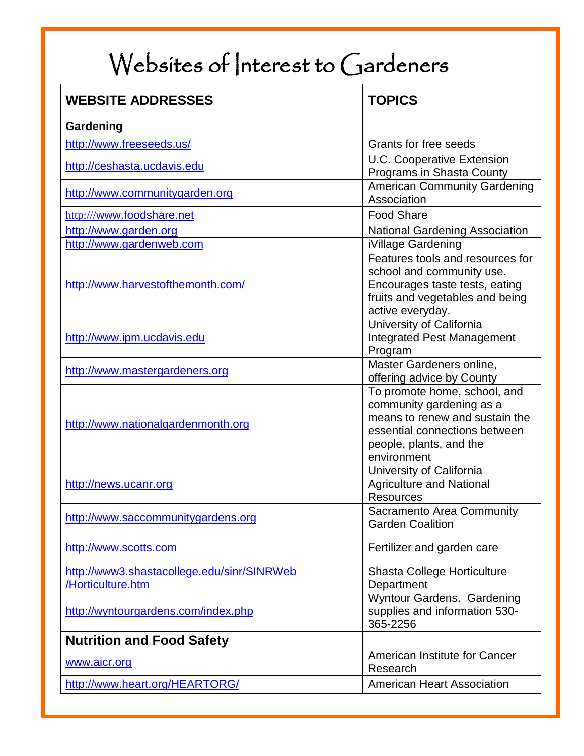# Websites of Interest to Gardeners

| WEBSITE ADDRESSES | TOPICS |
|---|---|
| **Gardening** | |
| http://www.freeseeds.us/ | Grants for free seeds |
| http://ceshasta.ucdavis.edu | U.C. Cooperative Extension Programs in Shasta County |
| http://www.communitygarden.org | American Community Gardening Association |
| http:///www.foodshare.net | Food Share |
| http://www.garden.org | National Gardening Association |
| http://www.gardenweb.com | iVillage Gardening |
| http://www.harvestofthemonth.com/ | Features tools and resources for school and community use. Encourages taste tests, eating fruits and vegetables and being active everyday. |
| http://www.ipm.ucdavis.edu | University of California Integrated Pest Management Program |
| http://www.mastergardeners.org | Master Gardeners online, offering advice by County |
| http://www.nationalgardenmonth.org | To promote home, school, and community gardening as a means to renew and sustain the essential connections between people, plants, and the environment |
| http://news.ucanr.org | University of California Agriculture and National Resources |
| http://www.saccommunitygardens.org | Sacramento Area Community Garden Coalition |
| http://www.scotts.com | Fertilizer and garden care |
| http://www3.shastacollege.edu/sinr/SINRWeb/Horticulture.htm | Shasta College Horticulture Department |
| http://wyntourgardens.com/index.php | Wyntour Gardens. Gardening supplies and information 530-365-2256 |
| **Nutrition and Food Safety** | |
| www.aicr.org | American Institute for Cancer Research |
| http://www.heart.org/HEARTORG/ | American Heart Association |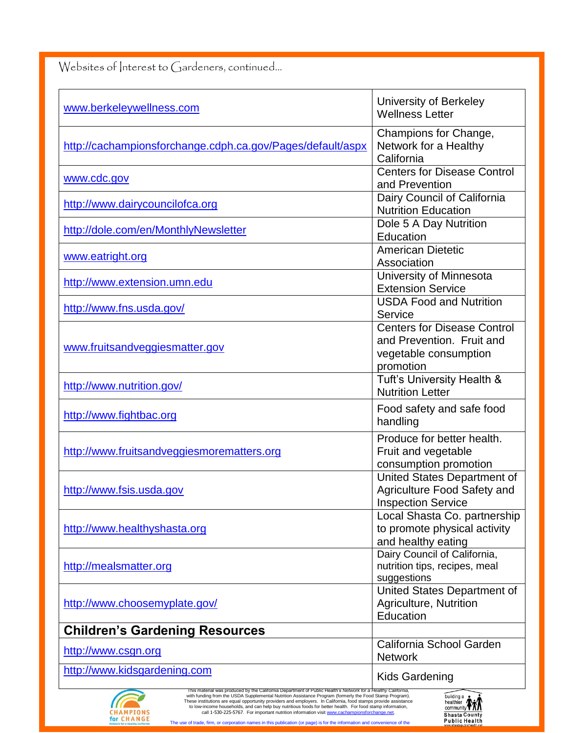Websites of Interest to Gardeners, continued...

| | |
|---|---|
| www.berkeleywellness.com | University of Berkeley Wellness Letter |
| http://cachampionsforchange.cdph.ca.gov/Pages/default/aspx | Champions for Change, Network for a Healthy California |
| www.cdc.gov | Centers for Disease Control and Prevention |
| http://www.dairycouncilofca.org | Dairy Council of California Nutrition Education |
| http://dole.com/en/MonthlyNewsletter | Dole 5 A Day Nutrition Education |
| www.eatright.org | American Dietetic Association |
| http://www.extension.umn.edu | University of Minnesota Extension Service |
| http://www.fns.usda.gov/ | USDA Food and Nutrition Service |
| www.fruitsandveggiesmatter.gov | Centers for Disease Control and Prevention. Fruit and vegetable consumption promotion |
| http://www.nutrition.gov/ | Tuft's University Health & Nutrition Letter |
| http://www.fightbac.org | Food safety and safe food handling |
| http://www.fruitsandveggiesmorematters.org | Produce for better health. Fruit and vegetable consumption promotion |
| http://www.fsis.usda.gov | United States Department of Agriculture Food Safety and Inspection Service |
| http://www.healthyshasta.org | Local Shasta Co. partnership to promote physical activity and healthy eating |
| http://mealsmatter.org | Dairy Council of California, nutrition tips, recipes, meal suggestions |
| http://www.choosemyplate.gov/ | United States Department of Agriculture, Nutrition Education |
| **Children's Gardening Resources** | |
| http://www.csgn.org | California School Garden Network |
| http://www.kidsgardening.com | Kids Gardening |

This material was produced by the California Department of Public Health's *Network for a Healthy California*, with funding from the USDA Supplemental Nutrition Assistance Program (formerly the Food Stamp Program). These institutions are equal opportunity providers and employers. In California, food stamps provide assistance to low-income households, and can help buy nutritious foods for better health. For food stamp information, call 1-530-225-5767. For important nutrition information visit www.cachampionsforchange.net.

The use of trade, firm, or corporation names in this publication (or page) is for the information and convenience of the